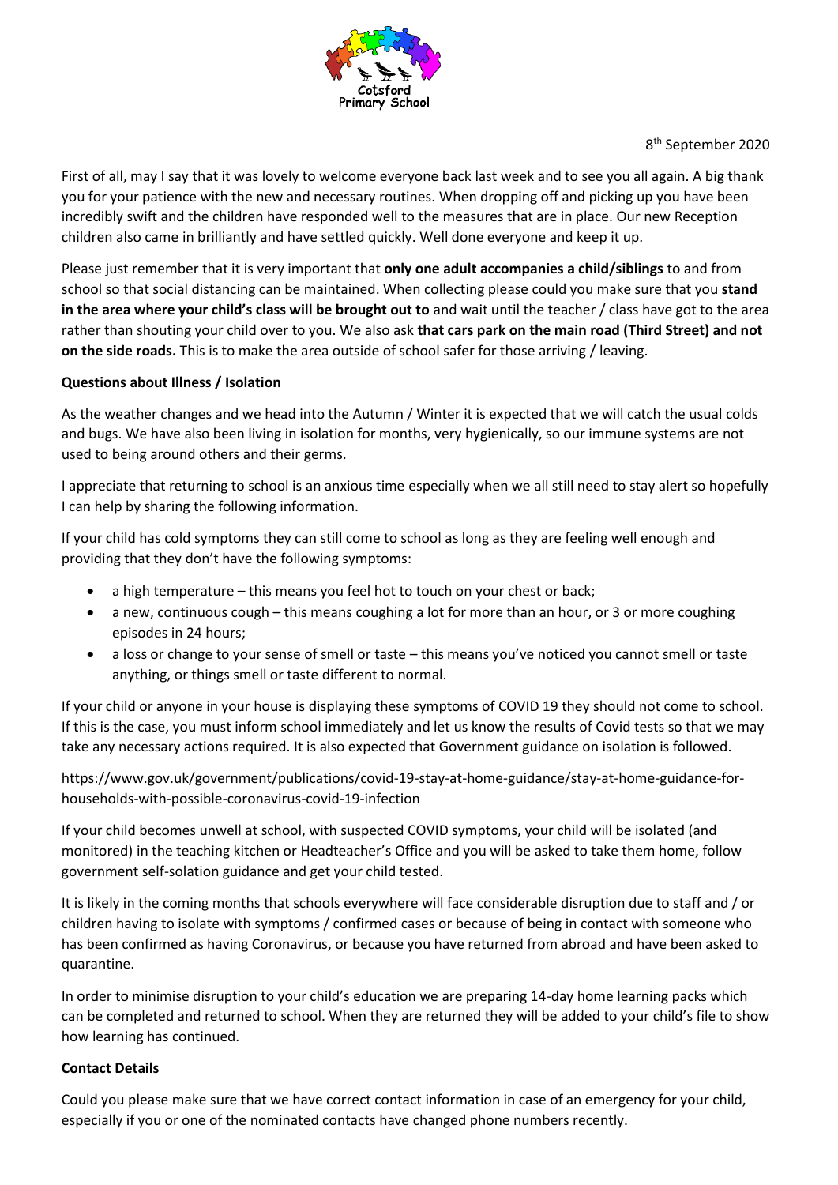Cotsford Primary School

8th September 2020

First of all, may I say that it was lovely to welcome everyone back last week and to see you all again. A big thank you for your patience with the new and necessary routines. When dropping off and picking up you have been incredibly swift and the children have responded well to the measures that are in place. Our new Reception children also came in brilliantly and have settled quickly. Well done everyone and keep it up.

Please just remember that it is very important that **only one adult accompanies a child/siblings** to and from school so that social distancing can be maintained. When collecting please could you make sure that you **stand in the area where your child's class will be brought out to** and wait until the teacher / class have got to the area rather than shouting your child over to you. We also ask **that cars park on the main road (Third Street) and not on the side roads.** This is to make the area outside of school safer for those arriving / leaving.

**Questions about Illness / Isolation**

As the weather changes and we head into the Autumn / Winter it is expected that we will catch the usual colds and bugs. We have also been living in isolation for months, very hygienically, so our immune systems are not used to being around others and their germs.

I appreciate that returning to school is an anxious time especially when we all still need to stay alert so hopefully I can help by sharing the following information.

If your child has cold symptoms they can still come to school as long as they are feeling well enough and providing that they don't have the following symptoms:

- a high temperature – this means you feel hot to touch on your chest or back;
- a new, continuous cough – this means coughing a lot for more than an hour, or 3 or more coughing episodes in 24 hours;
- a loss or change to your sense of smell or taste – this means you've noticed you cannot smell or taste anything, or things smell or taste different to normal.

If your child or anyone in your house is displaying these symptoms of COVID 19 they should not come to school. If this is the case, you must inform school immediately and let us know the results of Covid tests so that we may take any necessary actions required. It is also expected that Government guidance on isolation is followed.

https://www.gov.uk/government/publications/covid-19-stay-at-home-guidance/stay-at-home-guidance-for-households-with-possible-coronavirus-covid-19-infection

If your child becomes unwell at school, with suspected COVID symptoms, your child will be isolated (and monitored) in the teaching kitchen or Headteacher's Office and you will be asked to take them home, follow government self-solation guidance and get your child tested.

It is likely in the coming months that schools everywhere will face considerable disruption due to staff and / or children having to isolate with symptoms / confirmed cases or because of being in contact with someone who has been confirmed as having Coronavirus, or because you have returned from abroad and have been asked to quarantine.

In order to minimise disruption to your child's education we are preparing 14-day home learning packs which can be completed and returned to school. When they are returned they will be added to your child's file to show how learning has continued.

**Contact Details**

Could you please make sure that we have correct contact information in case of an emergency for your child, especially if you or one of the nominated contacts have changed phone numbers recently.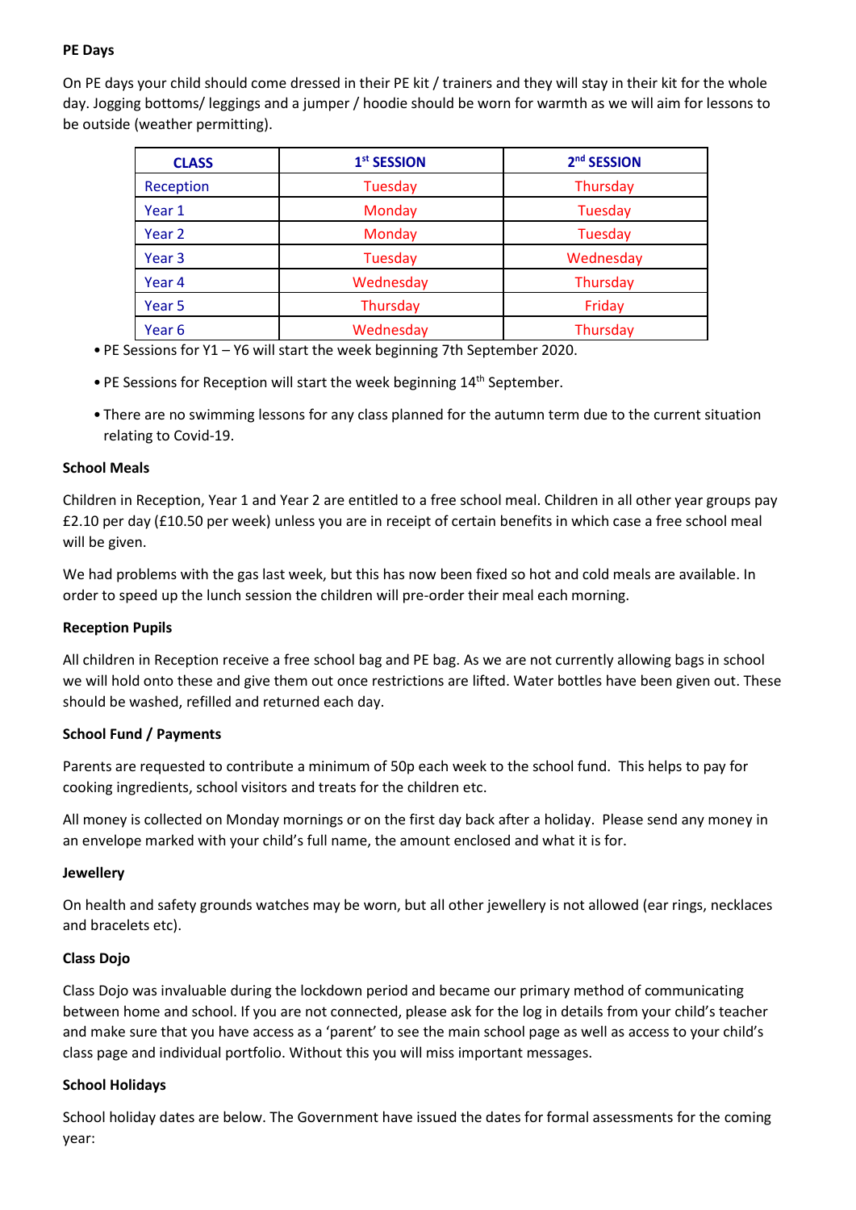**PE Days**

On PE days your child should come dressed in their PE kit / trainers and they will stay in their kit for the whole day. Jogging bottoms/ leggings and a jumper / hoodie should be worn for warmth as we will aim for lessons to be outside (weather permitting).

| CLASS | 1st SESSION | 2nd SESSION |
|---|---|---|
| Reception | Tuesday | Thursday |
| Year 1 | Monday | Tuesday |
| Year 2 | Monday | Tuesday |
| Year 3 | Tuesday | Wednesday |
| Year 4 | Wednesday | Thursday |
| Year 5 | Thursday | Friday |
| Year 6 | Wednesday | Thursday |

- PE Sessions for Y1 – Y6 will start the week beginning 7th September 2020.
- PE Sessions for Reception will start the week beginning 14th September.
- There are no swimming lessons for any class planned for the autumn term due to the current situation relating to Covid-19.

**School Meals**

Children in Reception, Year 1 and Year 2 are entitled to a free school meal. Children in all other year groups pay £2.10 per day (£10.50 per week) unless you are in receipt of certain benefits in which case a free school meal will be given.

We had problems with the gas last week, but this has now been fixed so hot and cold meals are available. In order to speed up the lunch session the children will pre-order their meal each morning.

**Reception Pupils**

All children in Reception receive a free school bag and PE bag. As we are not currently allowing bags in school we will hold onto these and give them out once restrictions are lifted. Water bottles have been given out. These should be washed, refilled and returned each day.

**School Fund / Payments**

Parents are requested to contribute a minimum of 50p each week to the school fund. This helps to pay for cooking ingredients, school visitors and treats for the children etc.

All money is collected on Monday mornings or on the first day back after a holiday. Please send any money in an envelope marked with your child's full name, the amount enclosed and what it is for.

**Jewellery**

On health and safety grounds watches may be worn, but all other jewellery is not allowed (ear rings, necklaces and bracelets etc).

**Class Dojo**

Class Dojo was invaluable during the lockdown period and became our primary method of communicating between home and school. If you are not connected, please ask for the log in details from your child's teacher and make sure that you have access as a 'parent' to see the main school page as well as access to your child's class page and individual portfolio. Without this you will miss important messages.

**School Holidays**

School holiday dates are below. The Government have issued the dates for formal assessments for the coming year: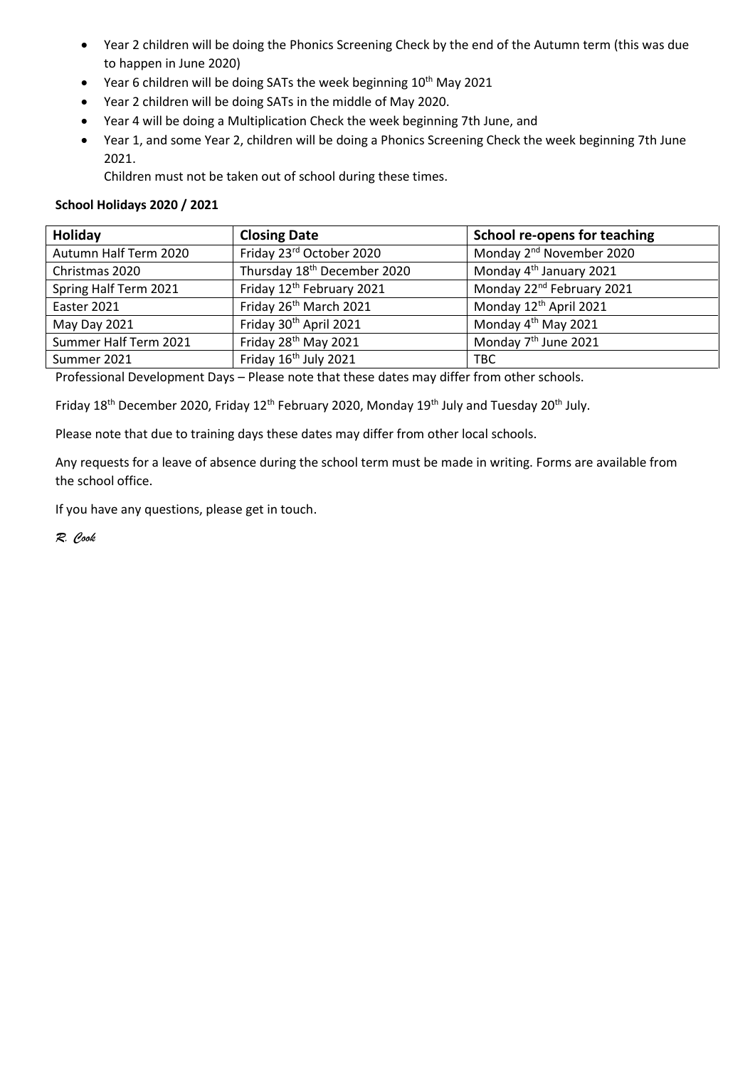- Year 2 children will be doing the Phonics Screening Check by the end of the Autumn term (this was due to happen in June 2020)
- Year 6 children will be doing SATs the week beginning 10th May 2021
- Year 2 children will be doing SATs in the middle of May 2020.
- Year 4 will be doing a Multiplication Check the week beginning 7th June, and
- Year 1, and some Year 2, children will be doing a Phonics Screening Check the week beginning 7th June 2021.

  Children must not be taken out of school during these times.

**School Holidays 2020 / 2021**

| Holiday | Closing Date | School re-opens for teaching |
|---|---|---|
| Autumn Half Term 2020 | Friday 23rd October 2020 | Monday 2nd November 2020 |
| Christmas 2020 | Thursday 18th December 2020 | Monday 4th January 2021 |
| Spring Half Term 2021 | Friday 12th February 2021 | Monday 22nd February 2021 |
| Easter 2021 | Friday 26th March 2021 | Monday 12th April 2021 |
| May Day 2021 | Friday 30th April 2021 | Monday 4th May 2021 |
| Summer Half Term 2021 | Friday 28th May 2021 | Monday 7th June 2021 |
| Summer 2021 | Friday 16th July 2021 | TBC |

Professional Development Days – Please note that these dates may differ from other schools.

Friday 18th December 2020, Friday 12th February 2020, Monday 19th July and Tuesday 20th July.

Please note that due to training days these dates may differ from other local schools.

Any requests for a leave of absence during the school term must be made in writing. Forms are available from the school office.

If you have any questions, please get in touch.

*R. Cook*